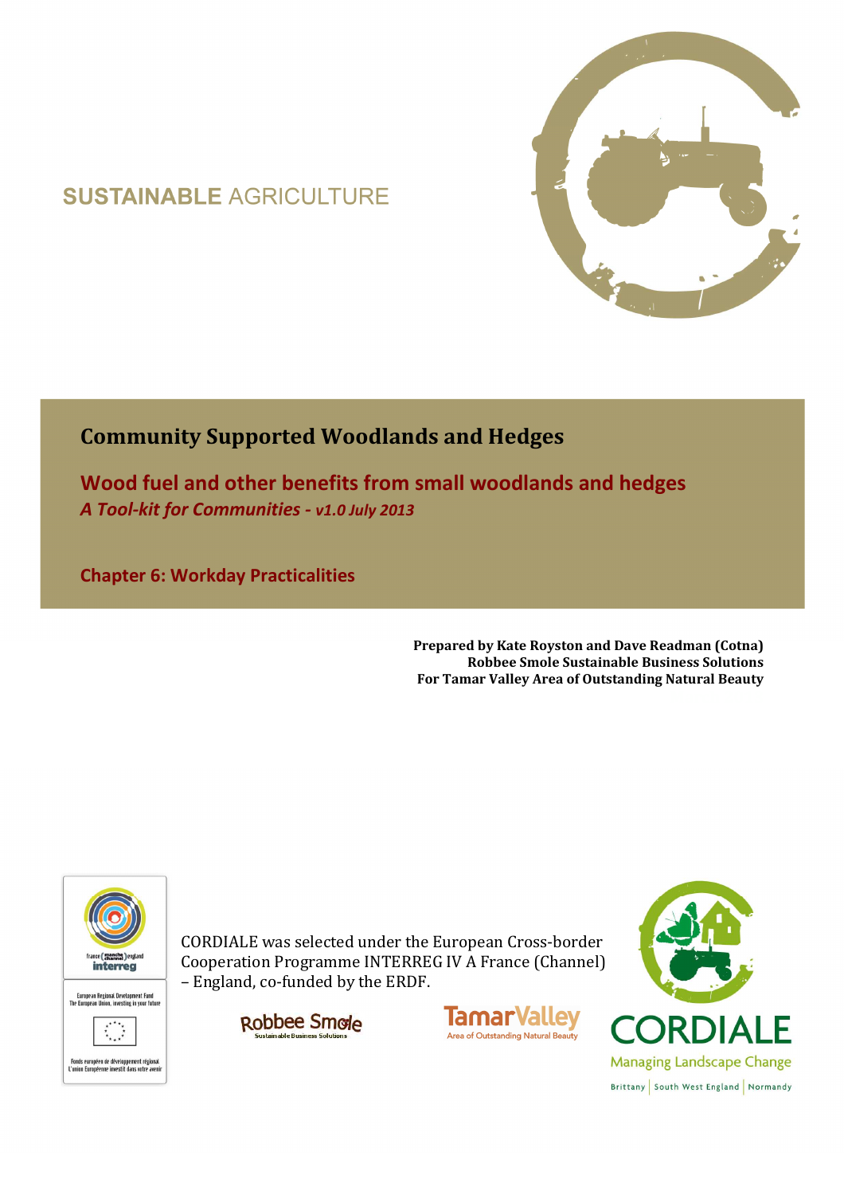SUSTAINABLE AGRICULTURE

# Community Supported Woodlands and Hedges

## Wood fuel and other benefits from small woodlands and hedges

***A Tool-kit for Communities - v1.0 July 2013***

## Chapter 6: Workday Practicalities

**Prepared by Kate Royston and Dave Readman (Cotna)**
**Robbee Smole Sustainable Business Solutions**
**For Tamar Valley Area of Outstanding Natural Beauty**

france (manche channel) england interreg

European Regional Development Fund
The European Union, investing in your future

Fonds européen de développement régional
L'union Européenne investit dans votre avenir

CORDIALE was selected under the European Cross-border Cooperation Programme INTERREG IV A France (Channel) – England, co-funded by the ERDF.

Robbee Smole Sustainable Business Solutions

TamarValley Area of Outstanding Natural Beauty

CORDIALE Managing Landscape Change

Brittany | South West England | Normandy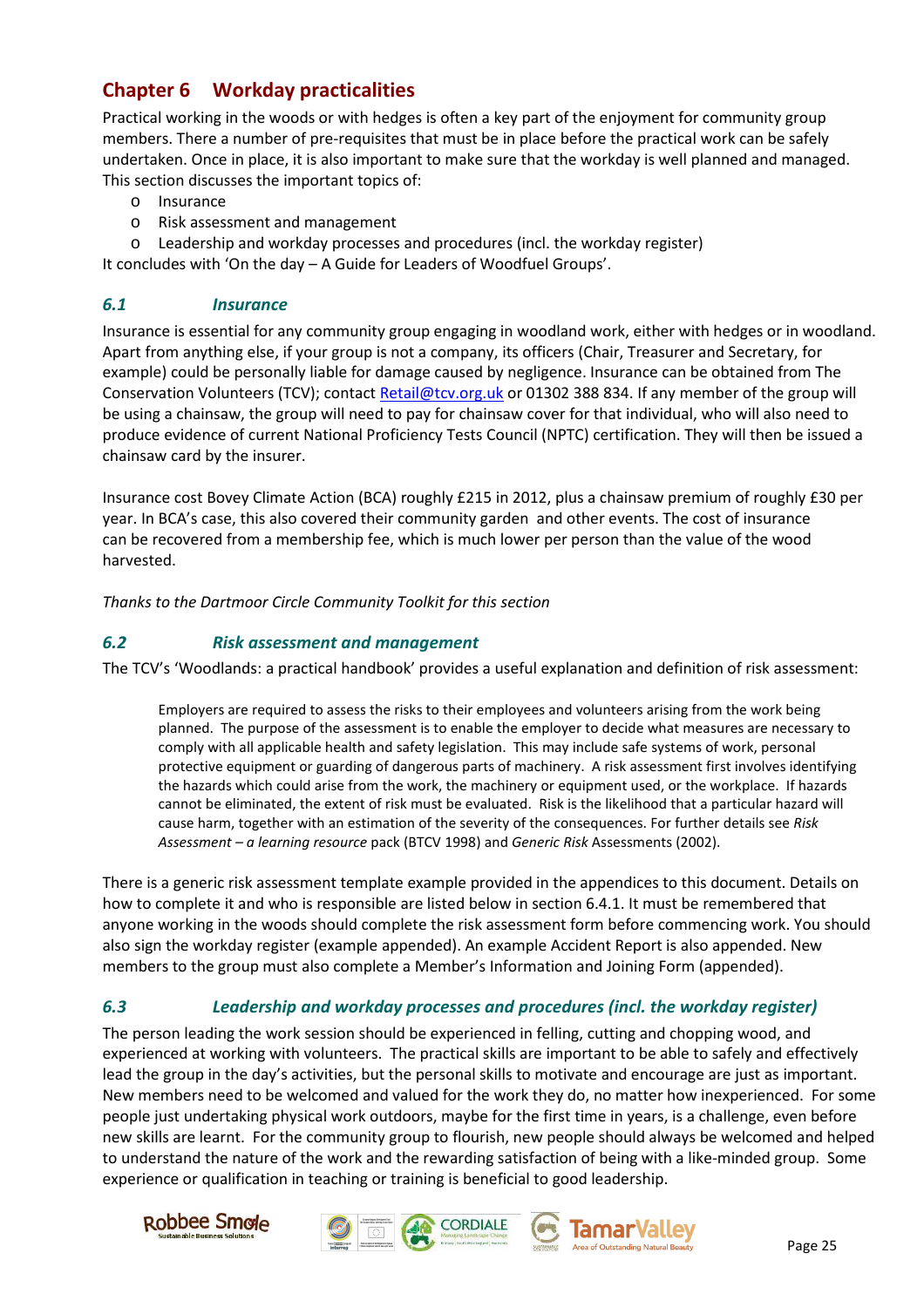## Chapter 6 Workday practicalities

Practical working in the woods or with hedges is often a key part of the enjoyment for community group members. There a number of pre-requisites that must be in place before the practical work can be safely undertaken. Once in place, it is also important to make sure that the workday is well planned and managed. This section discusses the important topics of:

- Insurance
- Risk assessment and management
- Leadership and workday processes and procedures (incl. the workday register)

It concludes with 'On the day – A Guide for Leaders of Woodfuel Groups'.

### *6.1 Insurance*

Insurance is essential for any community group engaging in woodland work, either with hedges or in woodland. Apart from anything else, if your group is not a company, its officers (Chair, Treasurer and Secretary, for example) could be personally liable for damage caused by negligence. Insurance can be obtained from The Conservation Volunteers (TCV); contact Retail@tcv.org.uk or 01302 388 834. If any member of the group will be using a chainsaw, the group will need to pay for chainsaw cover for that individual, who will also need to produce evidence of current National Proficiency Tests Council (NPTC) certification. They will then be issued a chainsaw card by the insurer.

Insurance cost Bovey Climate Action (BCA) roughly £215 in 2012, plus a chainsaw premium of roughly £30 per year. In BCA's case, this also covered their community garden and other events. The cost of insurance can be recovered from a membership fee, which is much lower per person than the value of the wood harvested.

*Thanks to the Dartmoor Circle Community Toolkit for this section*

### *6.2 Risk assessment and management*

The TCV's 'Woodlands: a practical handbook' provides a useful explanation and definition of risk assessment:

> Employers are required to assess the risks to their employees and volunteers arising from the work being planned. The purpose of the assessment is to enable the employer to decide what measures are necessary to comply with all applicable health and safety legislation. This may include safe systems of work, personal protective equipment or guarding of dangerous parts of machinery. A risk assessment first involves identifying the hazards which could arise from the work, the machinery or equipment used, or the workplace. If hazards cannot be eliminated, the extent of risk must be evaluated. Risk is the likelihood that a particular hazard will cause harm, together with an estimation of the severity of the consequences. For further details see *Risk Assessment – a learning resource* pack (BTCV 1998) and *Generic Risk* Assessments (2002).

There is a generic risk assessment template example provided in the appendices to this document. Details on how to complete it and who is responsible are listed below in section 6.4.1. It must be remembered that anyone working in the woods should complete the risk assessment form before commencing work. You should also sign the workday register (example appended). An example Accident Report is also appended. New members to the group must also complete a Member's Information and Joining Form (appended).

### *6.3 Leadership and workday processes and procedures (incl. the workday register)*

The person leading the work session should be experienced in felling, cutting and chopping wood, and experienced at working with volunteers. The practical skills are important to be able to safely and effectively lead the group in the day's activities, but the personal skills to motivate and encourage are just as important. New members need to be welcomed and valued for the work they do, no matter how inexperienced. For some people just undertaking physical work outdoors, maybe for the first time in years, is a challenge, even before new skills are learnt. For the community group to flourish, new people should always be welcomed and helped to understand the nature of the work and the rewarding satisfaction of being with a like-minded group. Some experience or qualification in teaching or training is beneficial to good leadership.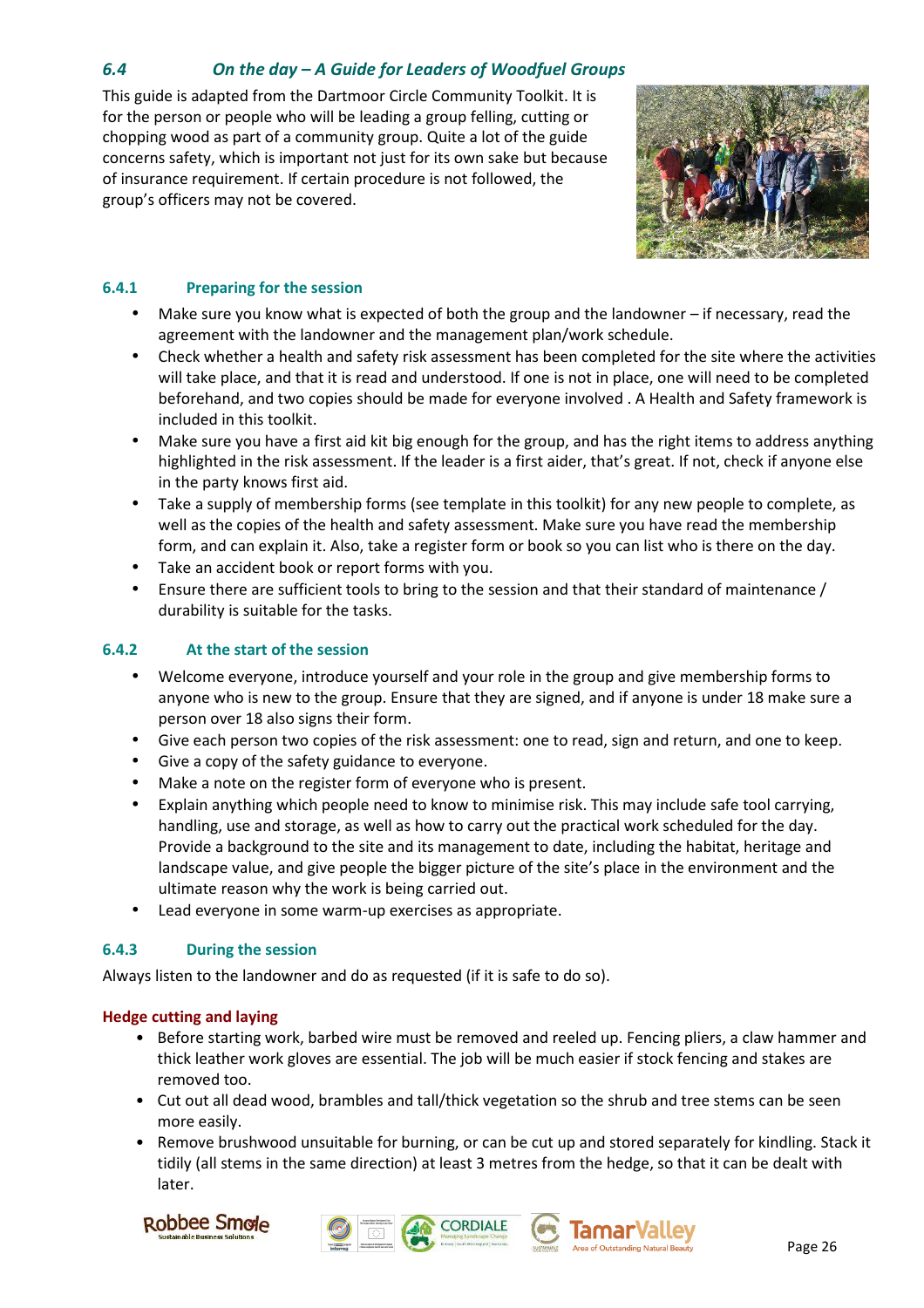## 6.4 *On the day – A Guide for Leaders of Woodfuel Groups*

This guide is adapted from the Dartmoor Circle Community Toolkit. It is for the person or people who will be leading a group felling, cutting or chopping wood as part of a community group. Quite a lot of the guide concerns safety, which is important not just for its own sake but because of insurance requirement. If certain procedure is not followed, the group's officers may not be covered.

### 6.4.1 Preparing for the session

- Make sure you know what is expected of both the group and the landowner – if necessary, read the agreement with the landowner and the management plan/work schedule.
- Check whether a health and safety risk assessment has been completed for the site where the activities will take place, and that it is read and understood. If one is not in place, one will need to be completed beforehand, and two copies should be made for everyone involved . A Health and Safety framework is included in this toolkit.
- Make sure you have a first aid kit big enough for the group, and has the right items to address anything highlighted in the risk assessment. If the leader is a first aider, that's great. If not, check if anyone else in the party knows first aid.
- Take a supply of membership forms (see template in this toolkit) for any new people to complete, as well as the copies of the health and safety assessment. Make sure you have read the membership form, and can explain it. Also, take a register form or book so you can list who is there on the day.
- Take an accident book or report forms with you.
- Ensure there are sufficient tools to bring to the session and that their standard of maintenance / durability is suitable for the tasks.

### 6.4.2 At the start of the session

- Welcome everyone, introduce yourself and your role in the group and give membership forms to anyone who is new to the group. Ensure that they are signed, and if anyone is under 18 make sure a person over 18 also signs their form.
- Give each person two copies of the risk assessment: one to read, sign and return, and one to keep.
- Give a copy of the safety guidance to everyone.
- Make a note on the register form of everyone who is present.
- Explain anything which people need to know to minimise risk. This may include safe tool carrying, handling, use and storage, as well as how to carry out the practical work scheduled for the day. Provide a background to the site and its management to date, including the habitat, heritage and landscape value, and give people the bigger picture of the site's place in the environment and the ultimate reason why the work is being carried out.
- Lead everyone in some warm-up exercises as appropriate.

### 6.4.3 During the session

Always listen to the landowner and do as requested (if it is safe to do so).

#### Hedge cutting and laying

- Before starting work, barbed wire must be removed and reeled up. Fencing pliers, a claw hammer and thick leather work gloves are essential. The job will be much easier if stock fencing and stakes are removed too.
- Cut out all dead wood, brambles and tall/thick vegetation so the shrub and tree stems can be seen more easily.
- Remove brushwood unsuitable for burning, or can be cut up and stored separately for kindling. Stack it tidily (all stems in the same direction) at least 3 metres from the hedge, so that it can be dealt with later.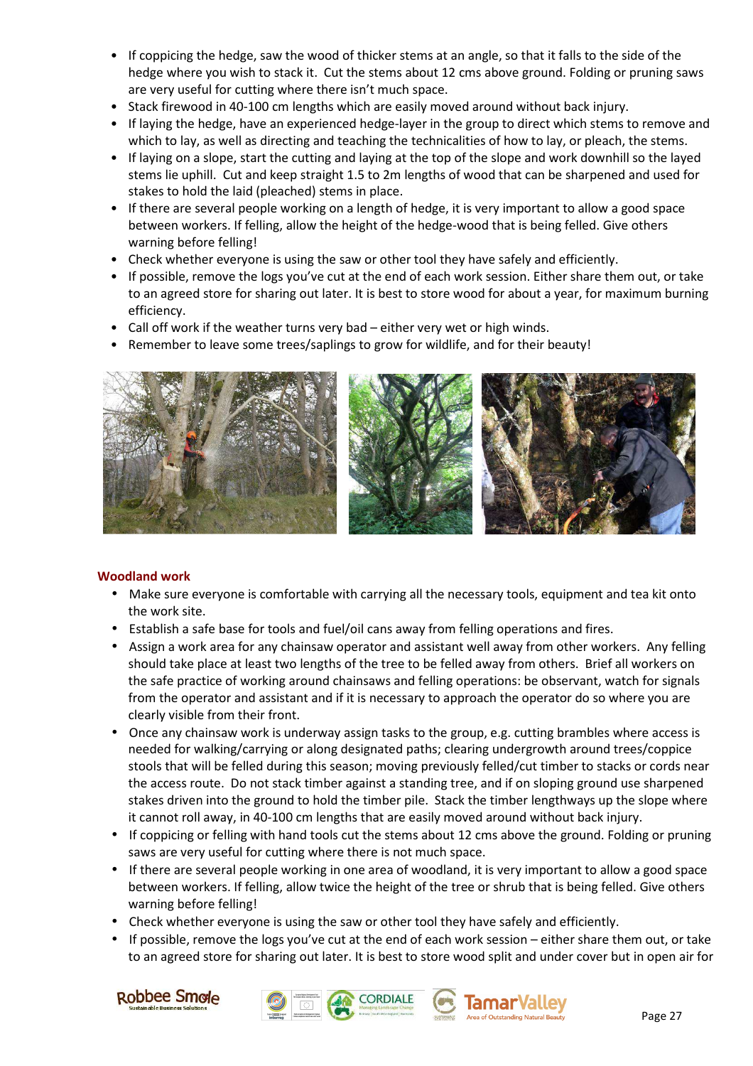- If coppicing the hedge, saw the wood of thicker stems at an angle, so that it falls to the side of the hedge where you wish to stack it. Cut the stems about 12 cms above ground. Folding or pruning saws are very useful for cutting where there isn't much space.
- Stack firewood in 40-100 cm lengths which are easily moved around without back injury.
- If laying the hedge, have an experienced hedge-layer in the group to direct which stems to remove and which to lay, as well as directing and teaching the technicalities of how to lay, or pleach, the stems.
- If laying on a slope, start the cutting and laying at the top of the slope and work downhill so the layed stems lie uphill. Cut and keep straight 1.5 to 2m lengths of wood that can be sharpened and used for stakes to hold the laid (pleached) stems in place.
- If there are several people working on a length of hedge, it is very important to allow a good space between workers. If felling, allow the height of the hedge-wood that is being felled. Give others warning before felling!
- Check whether everyone is using the saw or other tool they have safely and efficiently.
- If possible, remove the logs you've cut at the end of each work session. Either share them out, or take to an agreed store for sharing out later. It is best to store wood for about a year, for maximum burning efficiency.
- Call off work if the weather turns very bad – either very wet or high winds.
- Remember to leave some trees/saplings to grow for wildlife, and for their beauty!

**Woodland work**

- Make sure everyone is comfortable with carrying all the necessary tools, equipment and tea kit onto the work site.
- Establish a safe base for tools and fuel/oil cans away from felling operations and fires.
- Assign a work area for any chainsaw operator and assistant well away from other workers. Any felling should take place at least two lengths of the tree to be felled away from others. Brief all workers on the safe practice of working around chainsaws and felling operations: be observant, watch for signals from the operator and assistant and if it is necessary to approach the operator do so where you are clearly visible from their front.
- Once any chainsaw work is underway assign tasks to the group, e.g. cutting brambles where access is needed for walking/carrying or along designated paths; clearing undergrowth around trees/coppice stools that will be felled during this season; moving previously felled/cut timber to stacks or cords near the access route. Do not stack timber against a standing tree, and if on sloping ground use sharpened stakes driven into the ground to hold the timber pile. Stack the timber lengthways up the slope where it cannot roll away, in 40-100 cm lengths that are easily moved around without back injury.
- If coppicing or felling with hand tools cut the stems about 12 cms above the ground. Folding or pruning saws are very useful for cutting where there is not much space.
- If there are several people working in one area of woodland, it is very important to allow a good space between workers. If felling, allow twice the height of the tree or shrub that is being felled. Give others warning before felling!
- Check whether everyone is using the saw or other tool they have safely and efficiently.
- If possible, remove the logs you've cut at the end of each work session – either share them out, or take to an agreed store for sharing out later. It is best to store wood split and under cover but in open air for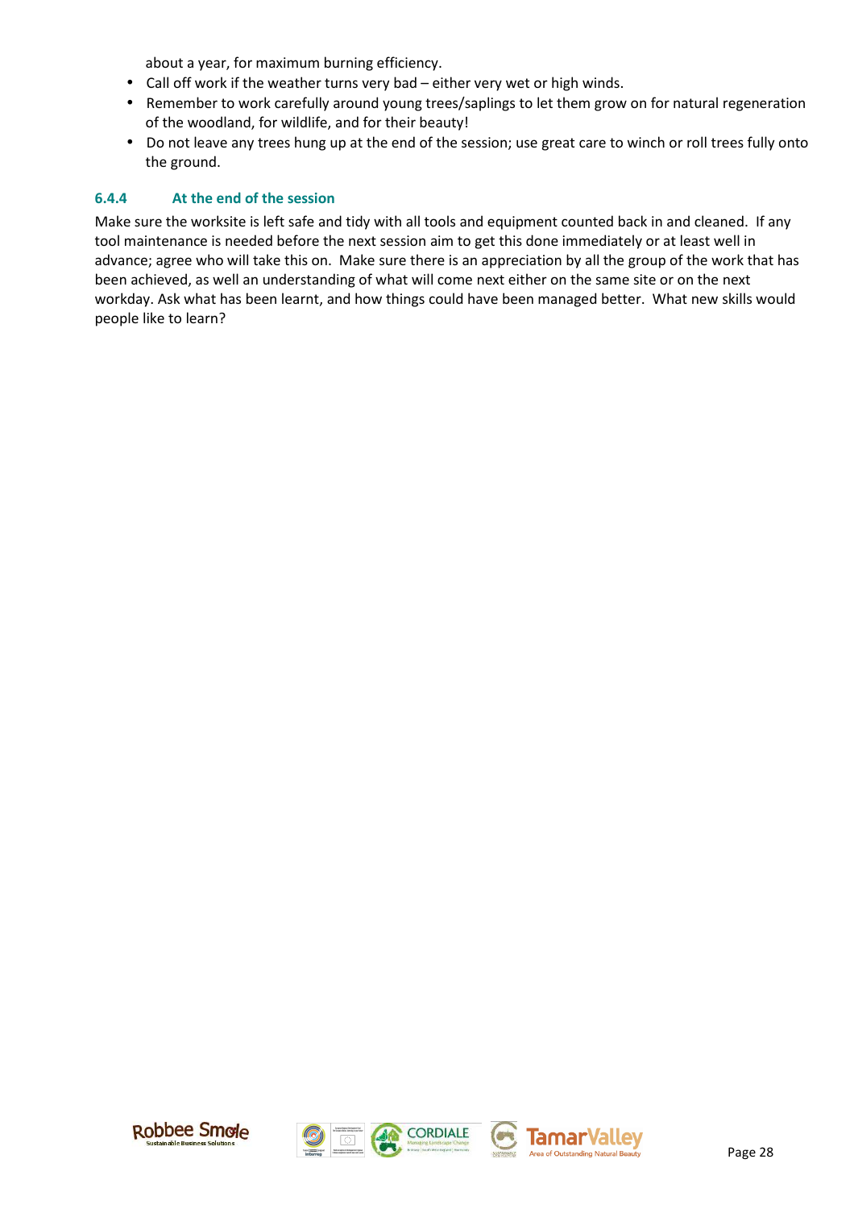about a year, for maximum burning efficiency.

- Call off work if the weather turns very bad – either very wet or high winds.
- Remember to work carefully around young trees/saplings to let them grow on for natural regeneration of the woodland, for wildlife, and for their beauty!
- Do not leave any trees hung up at the end of the session; use great care to winch or roll trees fully onto the ground.

#### 6.4.4 At the end of the session

Make sure the worksite is left safe and tidy with all tools and equipment counted back in and cleaned. If any tool maintenance is needed before the next session aim to get this done immediately or at least well in advance; agree who will take this on. Make sure there is an appreciation by all the group of the work that has been achieved, as well an understanding of what will come next either on the same site or on the next workday. Ask what has been learnt, and how things could have been managed better. What new skills would people like to learn?